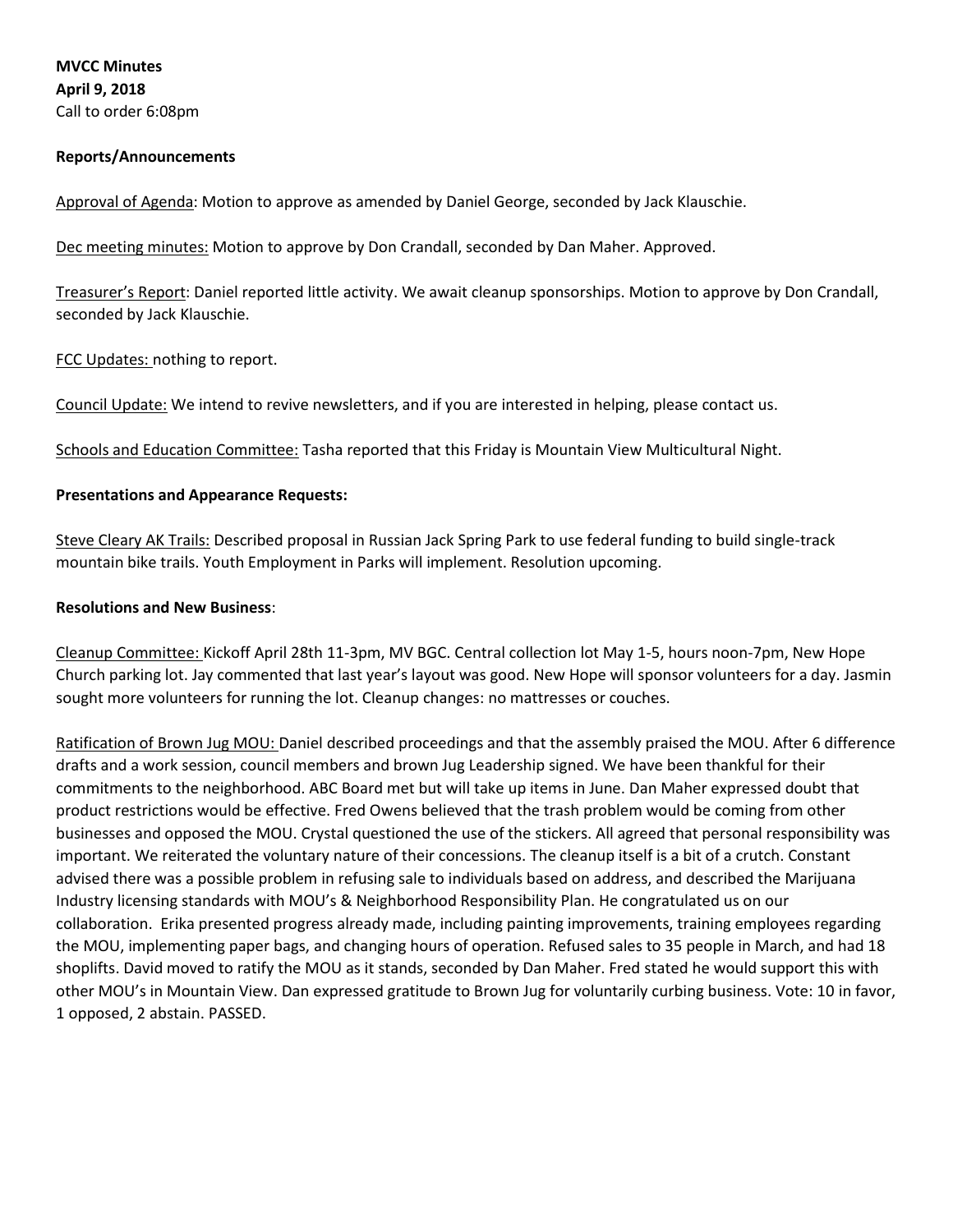**MVCC Minutes**
**April 9, 2018**
Call to order 6:08pm

**Reports/Announcements**

Approval of Agenda: Motion to approve as amended by Daniel George, seconded by Jack Klauschie.

Dec meeting minutes: Motion to approve by Don Crandall, seconded by Dan Maher. Approved.

Treasurer's Report: Daniel reported little activity. We await cleanup sponsorships. Motion to approve by Don Crandall, seconded by Jack Klauschie.

FCC Updates: nothing to report.

Council Update: We intend to revive newsletters, and if you are interested in helping, please contact us.

Schools and Education Committee: Tasha reported that this Friday is Mountain View Multicultural Night.

**Presentations and Appearance Requests:**

Steve Cleary AK Trails: Described proposal in Russian Jack Spring Park to use federal funding to build single-track mountain bike trails. Youth Employment in Parks will implement. Resolution upcoming.

**Resolutions and New Business**:

Cleanup Committee: Kickoff April 28th 11-3pm, MV BGC. Central collection lot May 1-5, hours noon-7pm, New Hope Church parking lot. Jay commented that last year's layout was good. New Hope will sponsor volunteers for a day. Jasmin sought more volunteers for running the lot. Cleanup changes: no mattresses or couches.

Ratification of Brown Jug MOU: Daniel described proceedings and that the assembly praised the MOU. After 6 difference drafts and a work session, council members and brown Jug Leadership signed. We have been thankful for their commitments to the neighborhood. ABC Board met but will take up items in June. Dan Maher expressed doubt that product restrictions would be effective. Fred Owens believed that the trash problem would be coming from other businesses and opposed the MOU. Crystal questioned the use of the stickers. All agreed that personal responsibility was important. We reiterated the voluntary nature of their concessions. The cleanup itself is a bit of a crutch. Constant advised there was a possible problem in refusing sale to individuals based on address, and described the Marijuana Industry licensing standards with MOU's & Neighborhood Responsibility Plan. He congratulated us on our collaboration. Erika presented progress already made, including painting improvements, training employees regarding the MOU, implementing paper bags, and changing hours of operation. Refused sales to 35 people in March, and had 18 shoplifts. David moved to ratify the MOU as it stands, seconded by Dan Maher. Fred stated he would support this with other MOU's in Mountain View. Dan expressed gratitude to Brown Jug for voluntarily curbing business. Vote: 10 in favor, 1 opposed, 2 abstain. PASSED.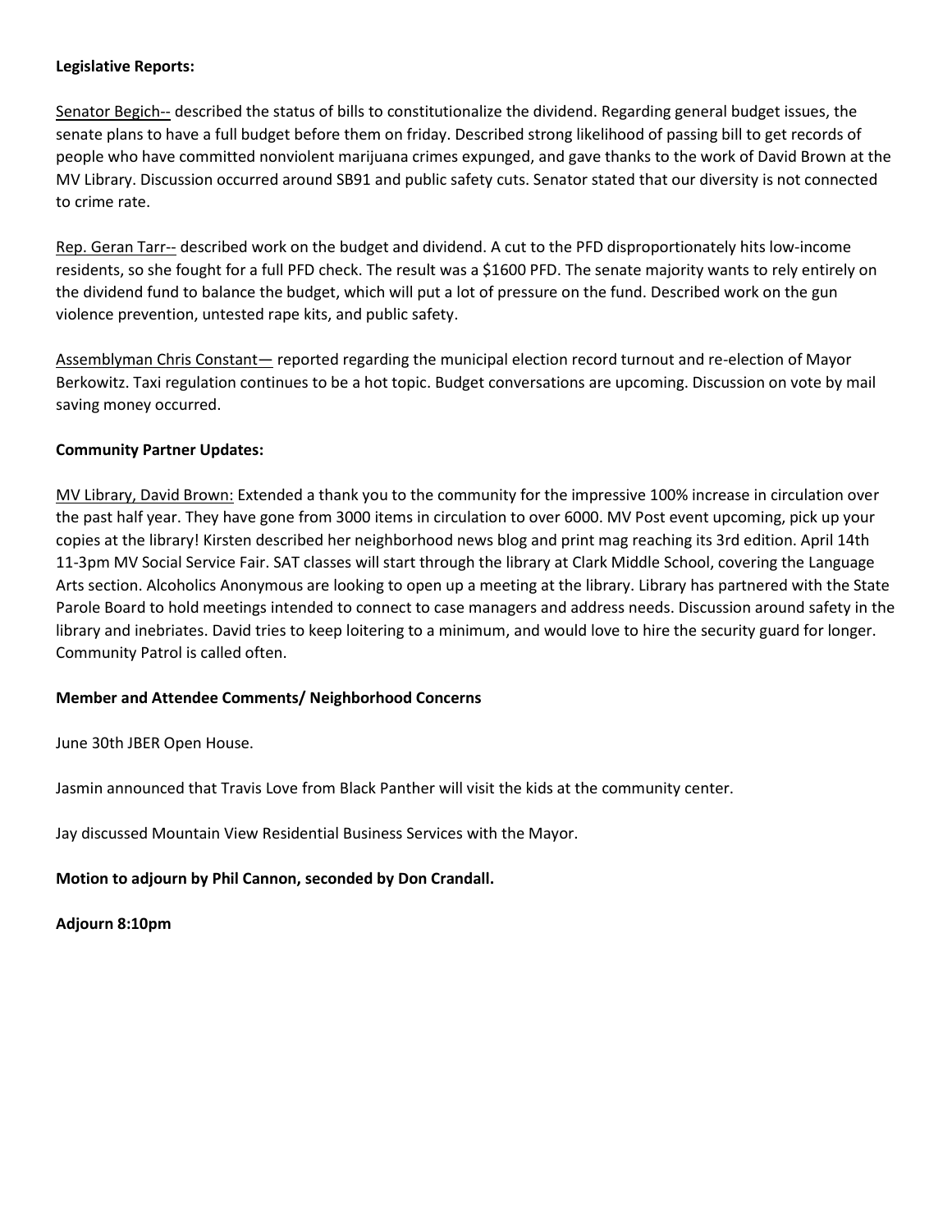**Legislative Reports:**

Senator Begich-- described the status of bills to constitutionalize the dividend. Regarding general budget issues, the senate plans to have a full budget before them on friday. Described strong likelihood of passing bill to get records of people who have committed nonviolent marijuana crimes expunged, and gave thanks to the work of David Brown at the MV Library. Discussion occurred around SB91 and public safety cuts. Senator stated that our diversity is not connected to crime rate.

Rep. Geran Tarr-- described work on the budget and dividend. A cut to the PFD disproportionately hits low-income residents, so she fought for a full PFD check. The result was a $1600 PFD. The senate majority wants to rely entirely on the dividend fund to balance the budget, which will put a lot of pressure on the fund. Described work on the gun violence prevention, untested rape kits, and public safety.

Assemblyman Chris Constant— reported regarding the municipal election record turnout and re-election of Mayor Berkowitz. Taxi regulation continues to be a hot topic. Budget conversations are upcoming. Discussion on vote by mail saving money occurred.

**Community Partner Updates:**

MV Library, David Brown: Extended a thank you to the community for the impressive 100% increase in circulation over the past half year. They have gone from 3000 items in circulation to over 6000. MV Post event upcoming, pick up your copies at the library! Kirsten described her neighborhood news blog and print mag reaching its 3rd edition. April 14th 11-3pm MV Social Service Fair. SAT classes will start through the library at Clark Middle School, covering the Language Arts section. Alcoholics Anonymous are looking to open up a meeting at the library. Library has partnered with the State Parole Board to hold meetings intended to connect to case managers and address needs. Discussion around safety in the library and inebriates. David tries to keep loitering to a minimum, and would love to hire the security guard for longer. Community Patrol is called often.

**Member and Attendee Comments/ Neighborhood Concerns**

June 30th JBER Open House.

Jasmin announced that Travis Love from Black Panther will visit the kids at the community center.

Jay discussed Mountain View Residential Business Services with the Mayor.

**Motion to adjourn by Phil Cannon, seconded by Don Crandall.**

**Adjourn 8:10pm**